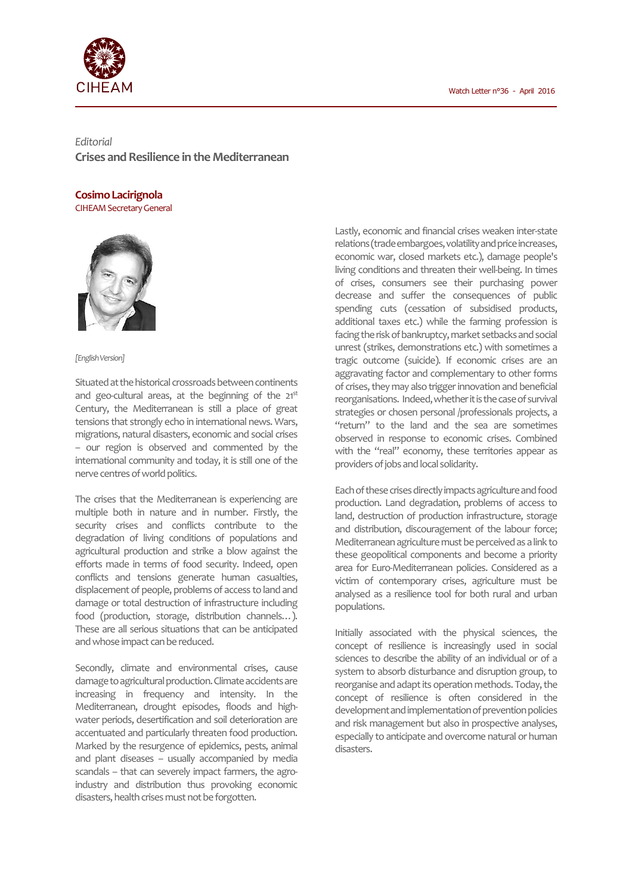*Editorial*

## Crises and Resilience in the Mediterranean

**Cosimo Lacirignola**
CIHEAM Secretary General

*[English Version]*

Situated at the historical crossroads between continents and geo-cultural areas, at the beginning of the 21st Century, the Mediterranean is still a place of great tensions that strongly echo in international news. Wars, migrations, natural disasters, economic and social crises – our region is observed and commented by the international community and today, it is still one of the nerve centres of world politics.

The crises that the Mediterranean is experiencing are multiple both in nature and in number. Firstly, the security crises and conflicts contribute to the degradation of living conditions of populations and agricultural production and strike a blow against the efforts made in terms of food security. Indeed, open conflicts and tensions generate human casualties, displacement of people, problems of access to land and damage or total destruction of infrastructure including food (production, storage, distribution channels…). These are all serious situations that can be anticipated and whose impact can be reduced.

Secondly, climate and environmental crises, cause damage to agricultural production. Climate accidents are increasing in frequency and intensity. In the Mediterranean, drought episodes, floods and high-water periods, desertification and soil deterioration are accentuated and particularly threaten food production. Marked by the resurgence of epidemics, pests, animal and plant diseases – usually accompanied by media scandals – that can severely impact farmers, the agro-industry and distribution thus provoking economic disasters, health crises must not be forgotten.

Lastly, economic and financial crises weaken inter-state relations (trade embargoes, volatility and price increases, economic war, closed markets etc.), damage people's living conditions and threaten their well-being. In times of crises, consumers see their purchasing power decrease and suffer the consequences of public spending cuts (cessation of subsidised products, additional taxes etc.) while the farming profession is facing the risk of bankruptcy, market setbacks and social unrest (strikes, demonstrations etc.) with sometimes a tragic outcome (suicide). If economic crises are an aggravating factor and complementary to other forms of crises, they may also trigger innovation and beneficial reorganisations. Indeed, whether it is the case of survival strategies or chosen personal /professionals projects, a "return" to the land and the sea are sometimes observed in response to economic crises. Combined with the "real" economy, these territories appear as providers of jobs and local solidarity.

Each of these crises directly impacts agriculture and food production. Land degradation, problems of access to land, destruction of production infrastructure, storage and distribution, discouragement of the labour force; Mediterranean agriculture must be perceived as a link to these geopolitical components and become a priority area for Euro-Mediterranean policies. Considered as a victim of contemporary crises, agriculture must be analysed as a resilience tool for both rural and urban populations.

Initially associated with the physical sciences, the concept of resilience is increasingly used in social sciences to describe the ability of an individual or of a system to absorb disturbance and disruption group, to reorganise and adapt its operation methods. Today, the concept of resilience is often considered in the development and implementation of prevention policies and risk management but also in prospective analyses, especially to anticipate and overcome natural or human disasters.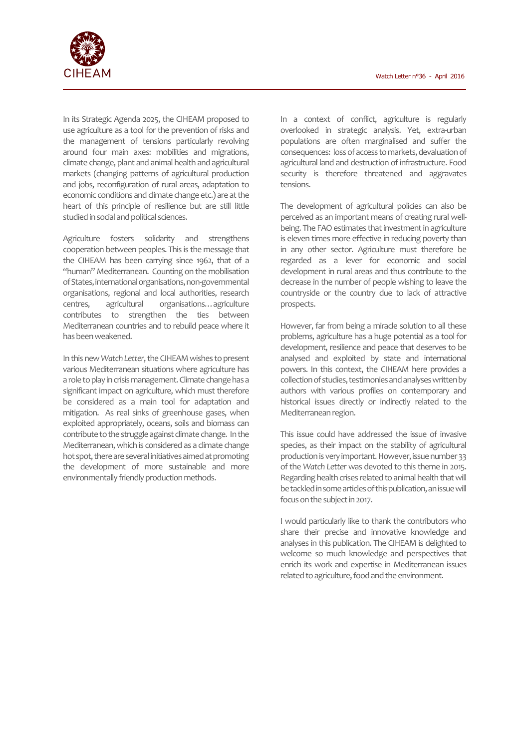In its Strategic Agenda 2025, the CIHEAM proposed to use agriculture as a tool for the prevention of risks and the management of tensions particularly revolving around four main axes: mobilities and migrations, climate change, plant and animal health and agricultural markets (changing patterns of agricultural production and jobs, reconfiguration of rural areas, adaptation to economic conditions and climate change etc.) are at the heart of this principle of resilience but are still little studied in social and political sciences.

Agriculture fosters solidarity and strengthens cooperation between peoples. This is the message that the CIHEAM has been carrying since 1962, that of a "human" Mediterranean. Counting on the mobilisation of States, international organisations, non-governmental organisations, regional and local authorities, research centres, agricultural organisations… agriculture contributes to strengthen the ties between Mediterranean countries and to rebuild peace where it has been weakened.

In this new *Watch Letter*, the CIHEAM wishes to present various Mediterranean situations where agriculture has a role to play in crisis management. Climate change has a significant impact on agriculture, which must therefore be considered as a main tool for adaptation and mitigation. As real sinks of greenhouse gases, when exploited appropriately, oceans, soils and biomass can contribute to the struggle against climate change. In the Mediterranean, which is considered as a climate change hot spot, there are several initiatives aimed at promoting the development of more sustainable and more environmentally friendly production methods.

In a context of conflict, agriculture is regularly overlooked in strategic analysis. Yet, extra-urban populations are often marginalised and suffer the consequences: loss of access to markets, devaluation of agricultural land and destruction of infrastructure. Food security is therefore threatened and aggravates tensions.

The development of agricultural policies can also be perceived as an important means of creating rural well-being. The FAO estimates that investment in agriculture is eleven times more effective in reducing poverty than in any other sector. Agriculture must therefore be regarded as a lever for economic and social development in rural areas and thus contribute to the decrease in the number of people wishing to leave the countryside or the country due to lack of attractive prospects.

However, far from being a miracle solution to all these problems, agriculture has a huge potential as a tool for development, resilience and peace that deserves to be analysed and exploited by state and international powers. In this context, the CIHEAM here provides a collection of studies, testimonies and analyses written by authors with various profiles on contemporary and historical issues directly or indirectly related to the Mediterranean region.

This issue could have addressed the issue of invasive species, as their impact on the stability of agricultural production is very important. However, issue number 33 of the *Watch Letter* was devoted to this theme in 2015. Regarding health crises related to animal health that will be tackled in some articles of this publication, an issue will focus on the subject in 2017.

I would particularly like to thank the contributors who share their precise and innovative knowledge and analyses in this publication. The CIHEAM is delighted to welcome so much knowledge and perspectives that enrich its work and expertise in Mediterranean issues related to agriculture, food and the environment.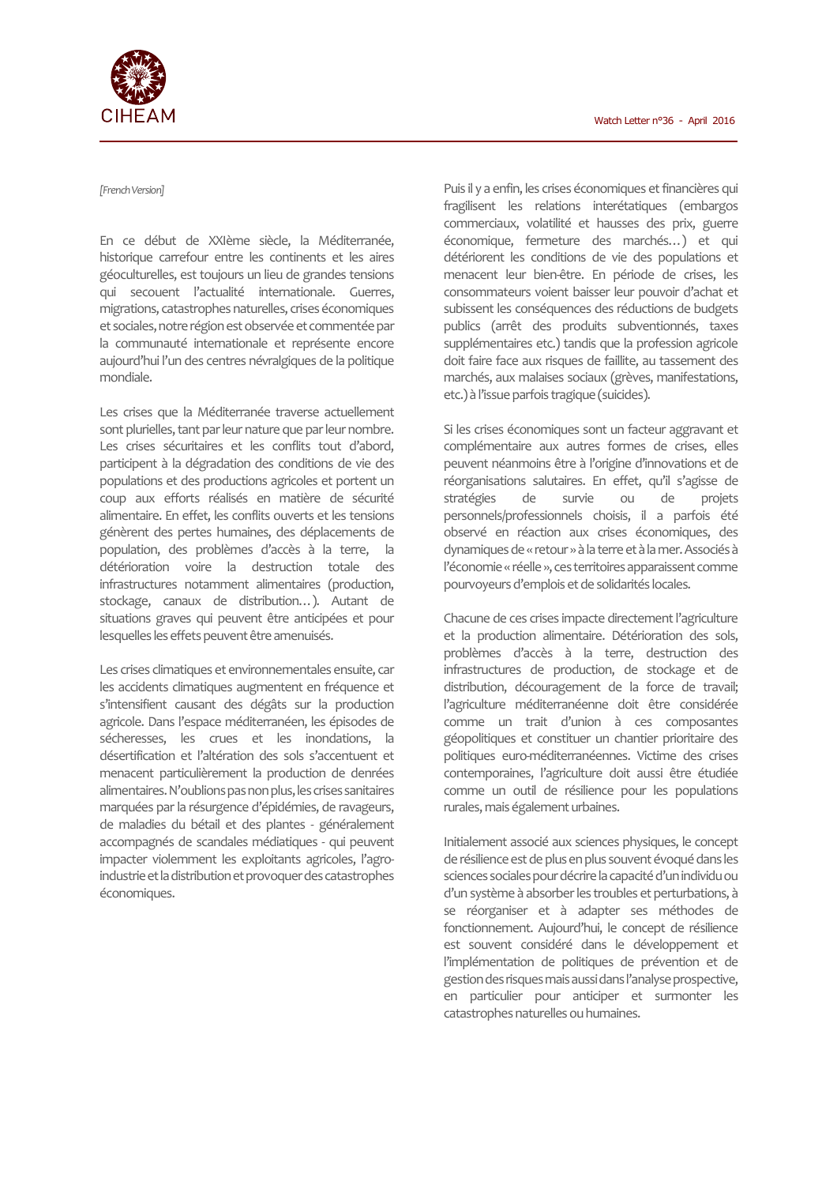*[French Version]*

En ce début de XXIème siècle, la Méditerranée, historique carrefour entre les continents et les aires géoculturelles, est toujours un lieu de grandes tensions qui secouent l'actualité internationale. Guerres, migrations, catastrophes naturelles, crises économiques et sociales, notre région est observée et commentée par la communauté internationale et représente encore aujourd'hui l'un des centres névralgiques de la politique mondiale.

Les crises que la Méditerranée traverse actuellement sont plurielles, tant par leur nature que par leur nombre. Les crises sécuritaires et les conflits tout d'abord, participent à la dégradation des conditions de vie des populations et des productions agricoles et portent un coup aux efforts réalisés en matière de sécurité alimentaire. En effet, les conflits ouverts et les tensions génèrent des pertes humaines, des déplacements de population, des problèmes d'accès à la terre, la détérioration voire la destruction totale des infrastructures notamment alimentaires (production, stockage, canaux de distribution…). Autant de situations graves qui peuvent être anticipées et pour lesquelles les effets peuvent être amenuisés.

Les crises climatiques et environnementales ensuite, car les accidents climatiques augmentent en fréquence et s'intensifient causant des dégâts sur la production agricole. Dans l'espace méditerranéen, les épisodes de sécheresses, les crues et les inondations, la désertification et l'altération des sols s'accentuent et menacent particulièrement la production de denrées alimentaires. N'oublions pas non plus, les crises sanitaires marquées par la résurgence d'épidémies, de ravageurs, de maladies du bétail et des plantes - généralement accompagnés de scandales médiatiques - qui peuvent impacter violemment les exploitants agricoles, l'agro-industrie et la distribution et provoquer des catastrophes économiques.

Puis il y a enfin, les crises économiques et financières qui fragilisent les relations interétatiques (embargos commerciaux, volatilité et hausses des prix, guerre économique, fermeture des marchés…) et qui détériorent les conditions de vie des populations et menacent leur bien-être. En période de crises, les consommateurs voient baisser leur pouvoir d'achat et subissent les conséquences des réductions de budgets publics (arrêt des produits subventionnés, taxes supplémentaires etc.) tandis que la profession agricole doit faire face aux risques de faillite, au tassement des marchés, aux malaises sociaux (grèves, manifestations, etc.) à l'issue parfois tragique (suicides).

Si les crises économiques sont un facteur aggravant et complémentaire aux autres formes de crises, elles peuvent néanmoins être à l'origine d'innovations et de réorganisations salutaires. En effet, qu'il s'agisse de stratégies de survie ou de projets personnels/professionnels choisis, il a parfois été observé en réaction aux crises économiques, des dynamiques de « retour » à la terre et à la mer. Associés à l'économie « réelle », ces territoires apparaissent comme pourvoyeurs d'emplois et de solidarités locales.

Chacune de ces crises impacte directement l'agriculture et la production alimentaire. Détérioration des sols, problèmes d'accès à la terre, destruction des infrastructures de production, de stockage et de distribution, découragement de la force de travail; l'agriculture méditerranéenne doit être considérée comme un trait d'union à ces composantes géopolitiques et constituer un chantier prioritaire des politiques euro-méditerranéennes. Victime des crises contemporaines, l'agriculture doit aussi être étudiée comme un outil de résilience pour les populations rurales, mais également urbaines.

Initialement associé aux sciences physiques, le concept de résilience est de plus en plus souvent évoqué dans les sciences sociales pour décrire la capacité d'un individu ou d'un système à absorber les troubles et perturbations, à se réorganiser et à adapter ses méthodes de fonctionnement. Aujourd'hui, le concept de résilience est souvent considéré dans le développement et l'implémentation de politiques de prévention et de gestion des risques mais aussi dans l'analyse prospective, en particulier pour anticiper et surmonter les catastrophes naturelles ou humaines.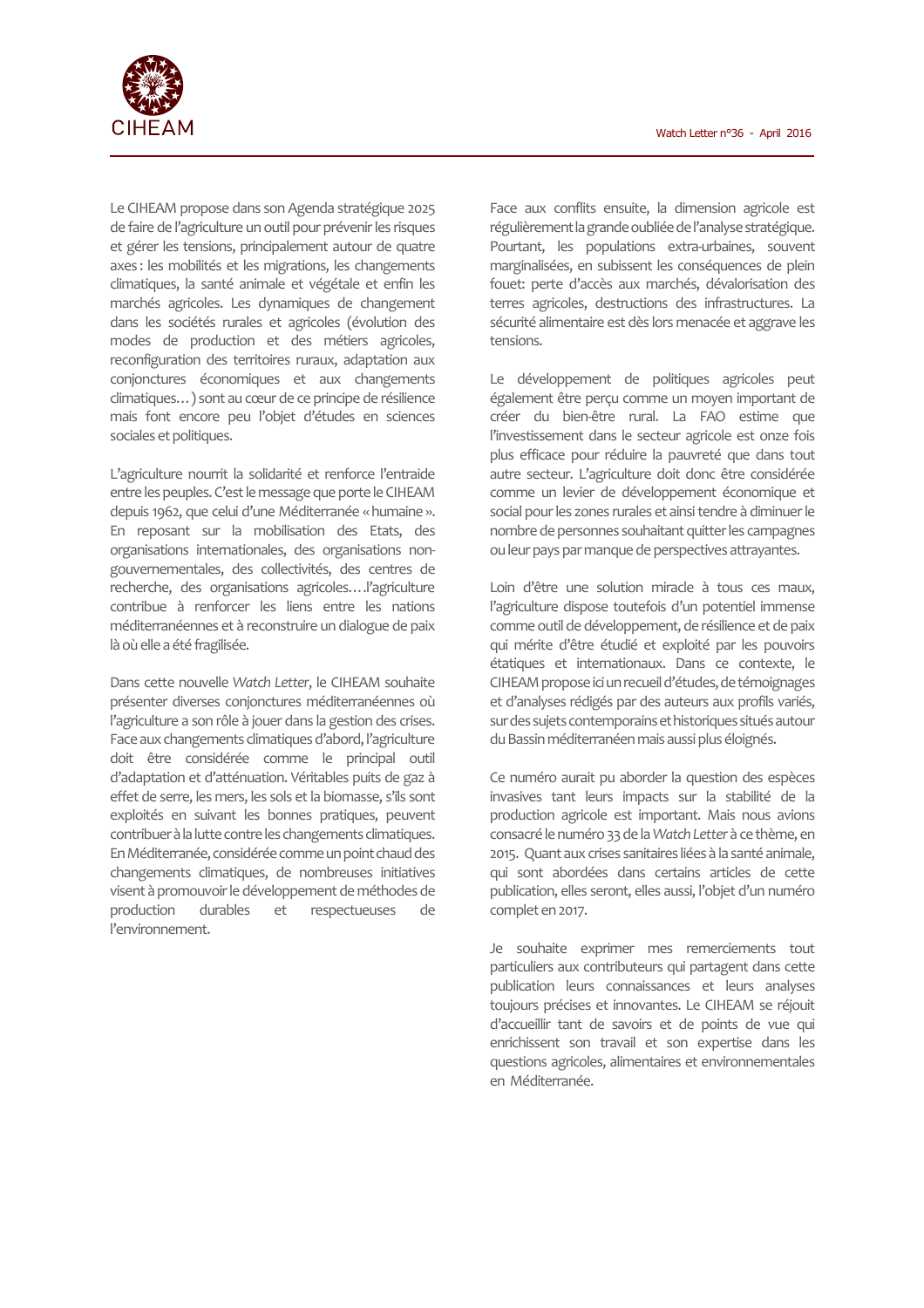Le CIHEAM propose dans son Agenda stratégique 2025 de faire de l'agriculture un outil pour prévenir les risques et gérer les tensions, principalement autour de quatre axes : les mobilités et les migrations, les changements climatiques, la santé animale et végétale et enfin les marchés agricoles. Les dynamiques de changement dans les sociétés rurales et agricoles (évolution des modes de production et des métiers agricoles, reconfiguration des territoires ruraux, adaptation aux conjonctures économiques et aux changements climatiques…) sont au cœur de ce principe de résilience mais font encore peu l'objet d'études en sciences sociales et politiques.

L'agriculture nourrit la solidarité et renforce l'entraide entre les peuples. C'est le message que porte le CIHEAM depuis 1962, que celui d'une Méditerranée « humaine ». En reposant sur la mobilisation des Etats, des organisations internationales, des organisations non-gouvernementales, des collectivités, des centres de recherche, des organisations agricoles….l'agriculture contribue à renforcer les liens entre les nations méditerranéennes et à reconstruire un dialogue de paix là où elle a été fragilisée.

Dans cette nouvelle *Watch Letter*, le CIHEAM souhaite présenter diverses conjonctures méditerranéennes où l'agriculture a son rôle à jouer dans la gestion des crises. Face aux changements climatiques d'abord, l'agriculture doit être considérée comme le principal outil d'adaptation et d'atténuation. Véritables puits de gaz à effet de serre, les mers, les sols et la biomasse, s'ils sont exploités en suivant les bonnes pratiques, peuvent contribuer à la lutte contre les changements climatiques. En Méditerranée, considérée comme un point chaud des changements climatiques, de nombreuses initiatives visent à promouvoir le développement de méthodes de production durables et respectueuses de l'environnement.

Face aux conflits ensuite, la dimension agricole est régulièrement la grande oubliée de l'analyse stratégique. Pourtant, les populations extra-urbaines, souvent marginalisées, en subissent les conséquences de plein fouet: perte d'accès aux marchés, dévalorisation des terres agricoles, destructions des infrastructures. La sécurité alimentaire est dès lors menacée et aggrave les tensions.

Le développement de politiques agricoles peut également être perçu comme un moyen important de créer du bien-être rural. La FAO estime que l'investissement dans le secteur agricole est onze fois plus efficace pour réduire la pauvreté que dans tout autre secteur. L'agriculture doit donc être considérée comme un levier de développement économique et social pour les zones rurales et ainsi tendre à diminuer le nombre de personnes souhaitant quitter les campagnes ou leur pays par manque de perspectives attrayantes.

Loin d'être une solution miracle à tous ces maux, l'agriculture dispose toutefois d'un potentiel immense comme outil de développement, de résilience et de paix qui mérite d'être étudié et exploité par les pouvoirs étatiques et internationaux. Dans ce contexte, le CIHEAM propose ici un recueil d'études, de témoignages et d'analyses rédigés par des auteurs aux profils variés, sur des sujets contemporains et historiques situés autour du Bassin méditerranéen mais aussi plus éloignés.

Ce numéro aurait pu aborder la question des espèces invasives tant leurs impacts sur la stabilité de la production agricole est important. Mais nous avions consacré le numéro 33 de la *Watch Letter* à ce thème, en 2015. Quant aux crises sanitaires liées à la santé animale, qui sont abordées dans certains articles de cette publication, elles seront, elles aussi, l'objet d'un numéro complet en 2017.

Je souhaite exprimer mes remerciements tout particuliers aux contributeurs qui partagent dans cette publication leurs connaissances et leurs analyses toujours précises et innovantes. Le CIHEAM se réjouit d'accueillir tant de savoirs et de points de vue qui enrichissent son travail et son expertise dans les questions agricoles, alimentaires et environnementales en Méditerranée.